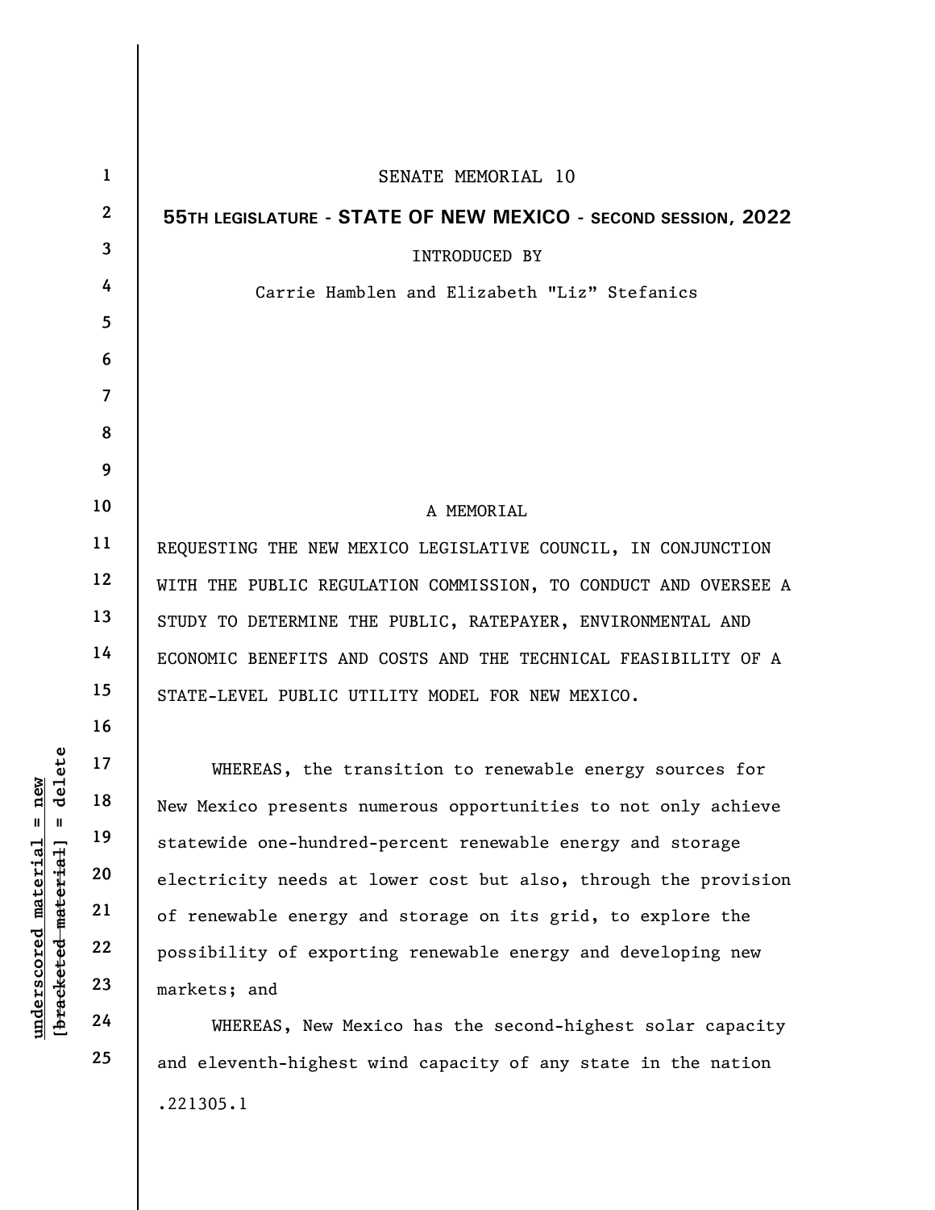SENATE MEMORIAL 10

**55TH LEGISLATURE - STATE OF NEW MEXICO - SECOND SESSION, 2022**

INTRODUCED BY

Carrie Hamblen and Elizabeth "Liz" Stefanics

A MEMORIAL

REQUESTING THE NEW MEXICO LEGISLATIVE COUNCIL, IN CONJUNCTION WITH THE PUBLIC REGULATION COMMISSION, TO CONDUCT AND OVERSEE A STUDY TO DETERMINE THE PUBLIC, RATEPAYER, ENVIRONMENTAL AND ECONOMIC BENEFITS AND COSTS AND THE TECHNICAL FEASIBILITY OF A STATE-LEVEL PUBLIC UTILITY MODEL FOR NEW MEXICO.

WHEREAS, the transition to renewable energy sources for New Mexico presents numerous opportunities to not only achieve statewide one-hundred-percent renewable energy and storage electricity needs at lower cost but also, through the provision of renewable energy and storage on its grid, to explore the possibility of exporting renewable energy and developing new markets; and

WHEREAS, New Mexico has the second-highest solar capacity and eleventh-highest wind capacity of any state in the nation

.221305.1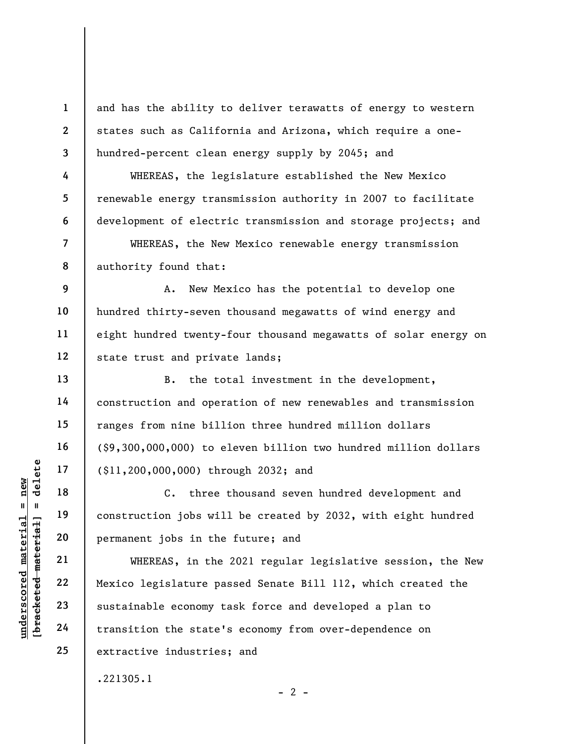and has the ability to deliver terawatts of energy to western states such as California and Arizona, which require a one-hundred-percent clean energy supply by 2045; and

WHEREAS, the legislature established the New Mexico renewable energy transmission authority in 2007 to facilitate development of electric transmission and storage projects; and

WHEREAS, the New Mexico renewable energy transmission authority found that:

A. New Mexico has the potential to develop one hundred thirty-seven thousand megawatts of wind energy and eight hundred twenty-four thousand megawatts of solar energy on state trust and private lands;

B. the total investment in the development, construction and operation of new renewables and transmission ranges from nine billion three hundred million dollars ($9,300,000,000) to eleven billion two hundred million dollars ($11,200,000,000) through 2032; and

C. three thousand seven hundred development and construction jobs will be created by 2032, with eight hundred permanent jobs in the future; and

WHEREAS, in the 2021 regular legislative session, the New Mexico legislature passed Senate Bill 112, which created the sustainable economy task force and developed a plan to transition the state's economy from over-dependence on extractive industries; and

.221305.1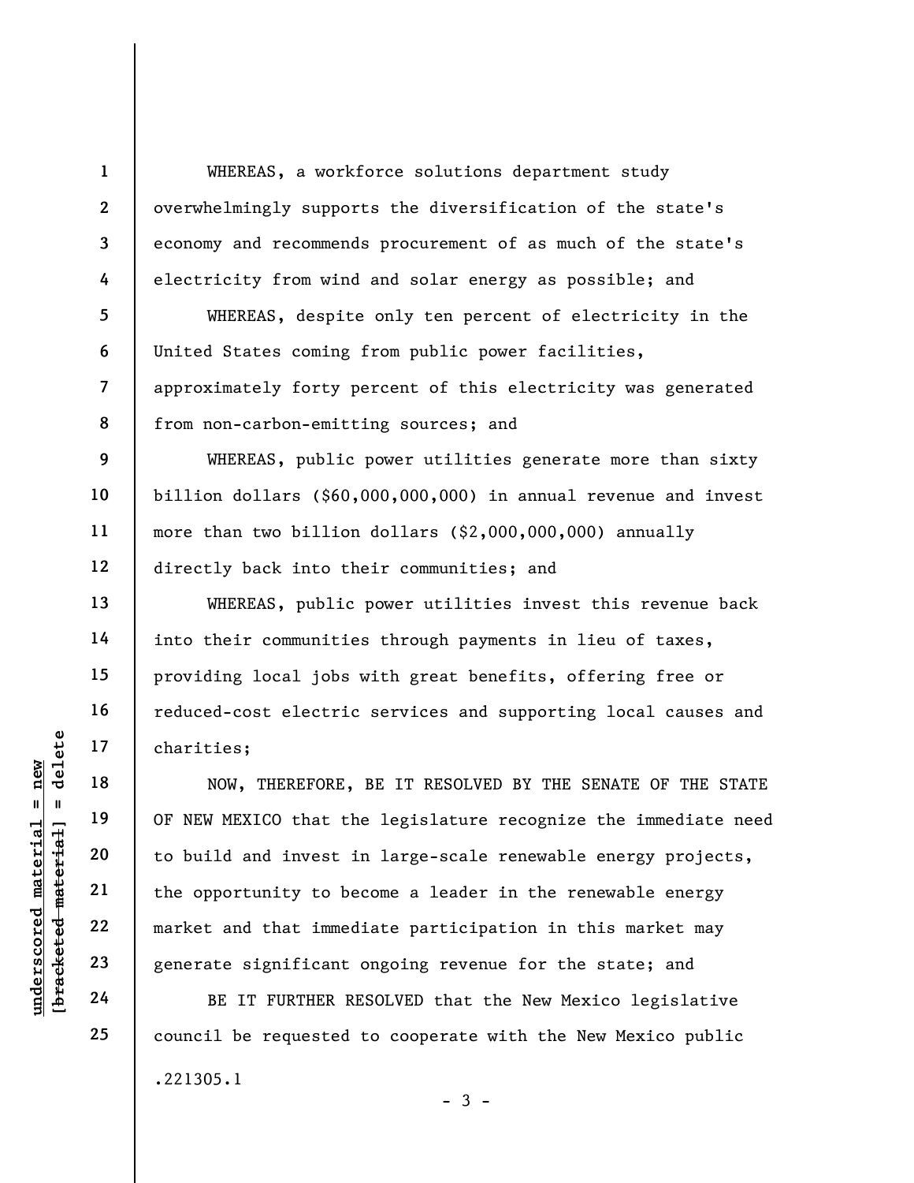WHEREAS, a workforce solutions department study overwhelmingly supports the diversification of the state's economy and recommends procurement of as much of the state's electricity from wind and solar energy as possible; and

WHEREAS, despite only ten percent of electricity in the United States coming from public power facilities, approximately forty percent of this electricity was generated from non-carbon-emitting sources; and

WHEREAS, public power utilities generate more than sixty billion dollars ($60,000,000,000) in annual revenue and invest more than two billion dollars ($2,000,000,000) annually directly back into their communities; and

WHEREAS, public power utilities invest this revenue back into their communities through payments in lieu of taxes, providing local jobs with great benefits, offering free or reduced-cost electric services and supporting local causes and charities;

NOW, THEREFORE, BE IT RESOLVED BY THE SENATE OF THE STATE OF NEW MEXICO that the legislature recognize the immediate need to build and invest in large-scale renewable energy projects, the opportunity to become a leader in the renewable energy market and that immediate participation in this market may generate significant ongoing revenue for the state; and

BE IT FURTHER RESOLVED that the New Mexico legislative council be requested to cooperate with the New Mexico public

.221305.1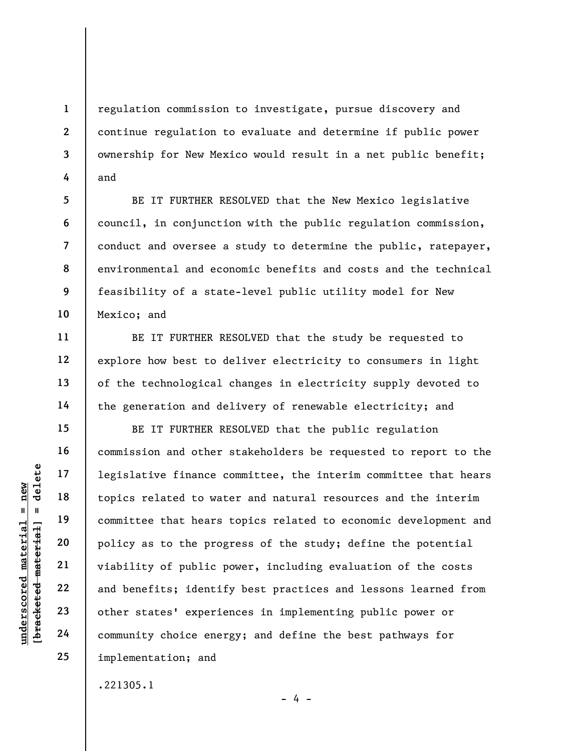regulation commission to investigate, pursue discovery and continue regulation to evaluate and determine if public power ownership for New Mexico would result in a net public benefit; and

BE IT FURTHER RESOLVED that the New Mexico legislative council, in conjunction with the public regulation commission, conduct and oversee a study to determine the public, ratepayer, environmental and economic benefits and costs and the technical feasibility of a state-level public utility model for New Mexico; and

BE IT FURTHER RESOLVED that the study be requested to explore how best to deliver electricity to consumers in light of the technological changes in electricity supply devoted to the generation and delivery of renewable electricity; and

BE IT FURTHER RESOLVED that the public regulation commission and other stakeholders be requested to report to the legislative finance committee, the interim committee that hears topics related to water and natural resources and the interim committee that hears topics related to economic development and policy as to the progress of the study; define the potential viability of public power, including evaluation of the costs and benefits; identify best practices and lessons learned from other states' experiences in implementing public power or community choice energy; and define the best pathways for implementation; and

.221305.1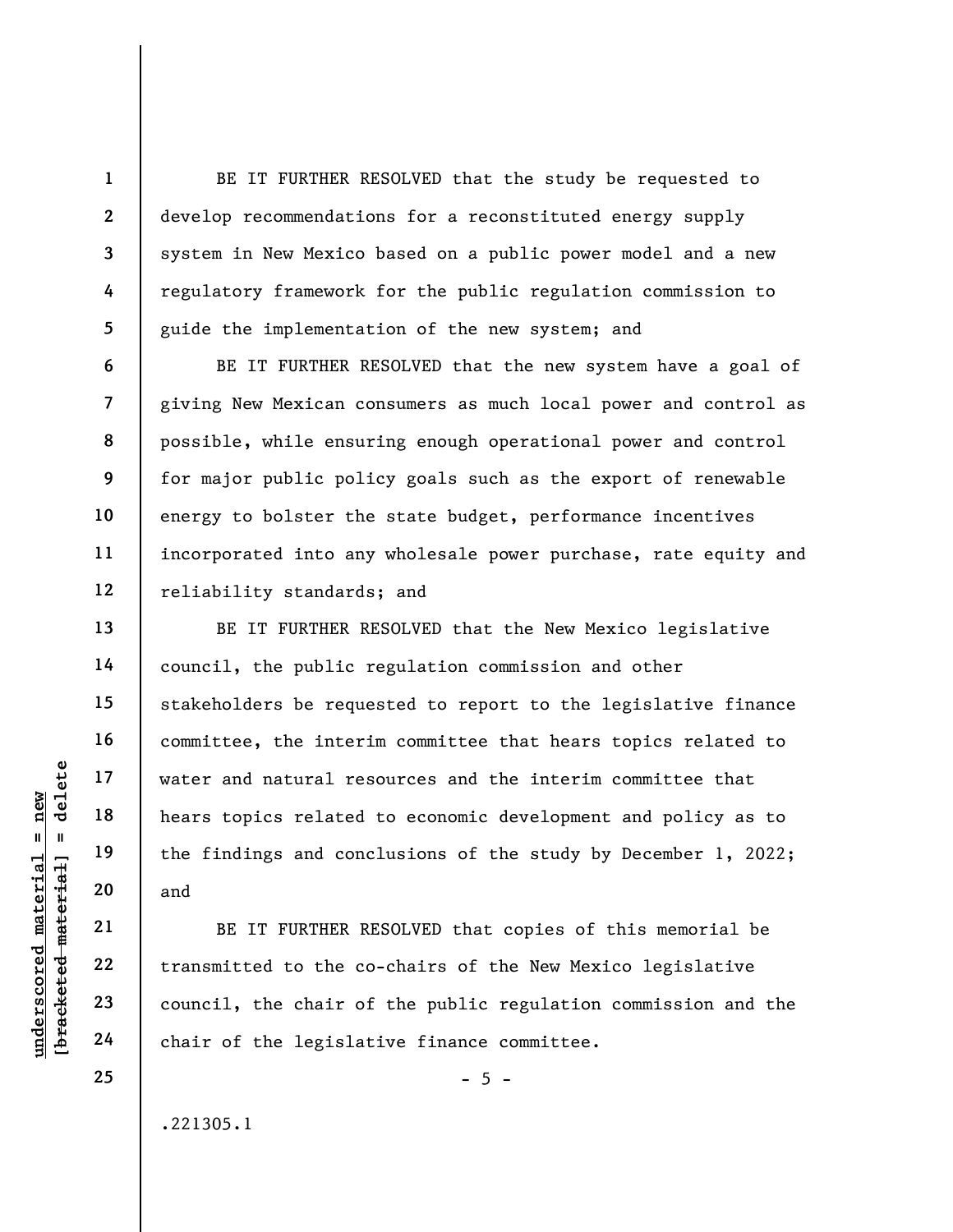BE IT FURTHER RESOLVED that the study be requested to develop recommendations for a reconstituted energy supply system in New Mexico based on a public power model and a new regulatory framework for the public regulation commission to guide the implementation of the new system; and

BE IT FURTHER RESOLVED that the new system have a goal of giving New Mexican consumers as much local power and control as possible, while ensuring enough operational power and control for major public policy goals such as the export of renewable energy to bolster the state budget, performance incentives incorporated into any wholesale power purchase, rate equity and reliability standards; and

BE IT FURTHER RESOLVED that the New Mexico legislative council, the public regulation commission and other stakeholders be requested to report to the legislative finance committee, the interim committee that hears topics related to water and natural resources and the interim committee that hears topics related to economic development and policy as to the findings and conclusions of the study by December 1, 2022; and

BE IT FURTHER RESOLVED that copies of this memorial be transmitted to the co-chairs of the New Mexico legislative council, the chair of the public regulation commission and the chair of the legislative finance committee.

.221305.1